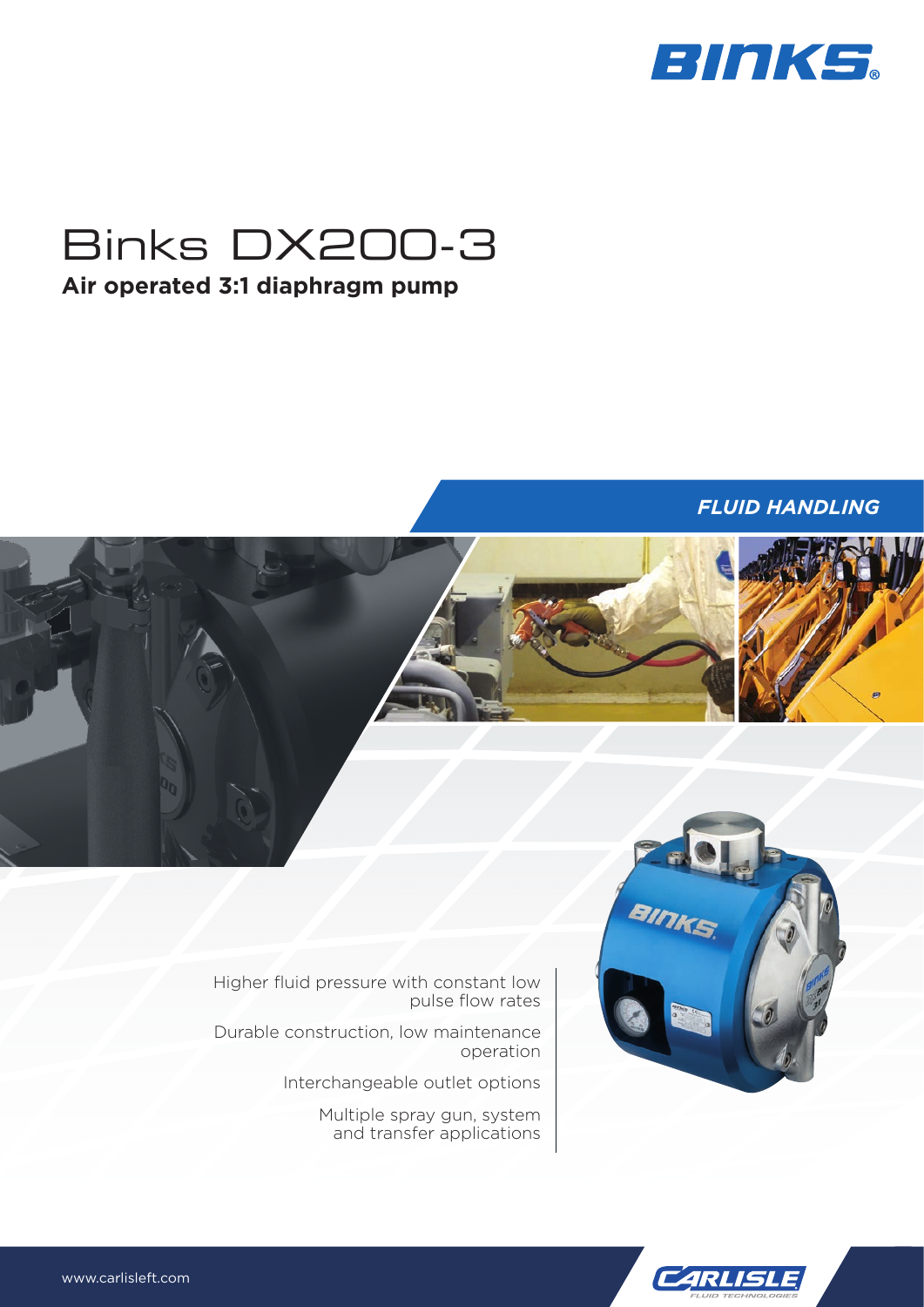BINKS®

# Binks DX200-3

**Air operated 3:1 diaphragm pump**

***FLUID HANDLING***

Higher fluid pressure with constant low pulse flow rates

Durable construction, low maintenance operation

Interchangeable outlet options

Multiple spray gun, system and transfer applications

www.carlisleft.com

CARLISLE FLUID TECHNOLOGIES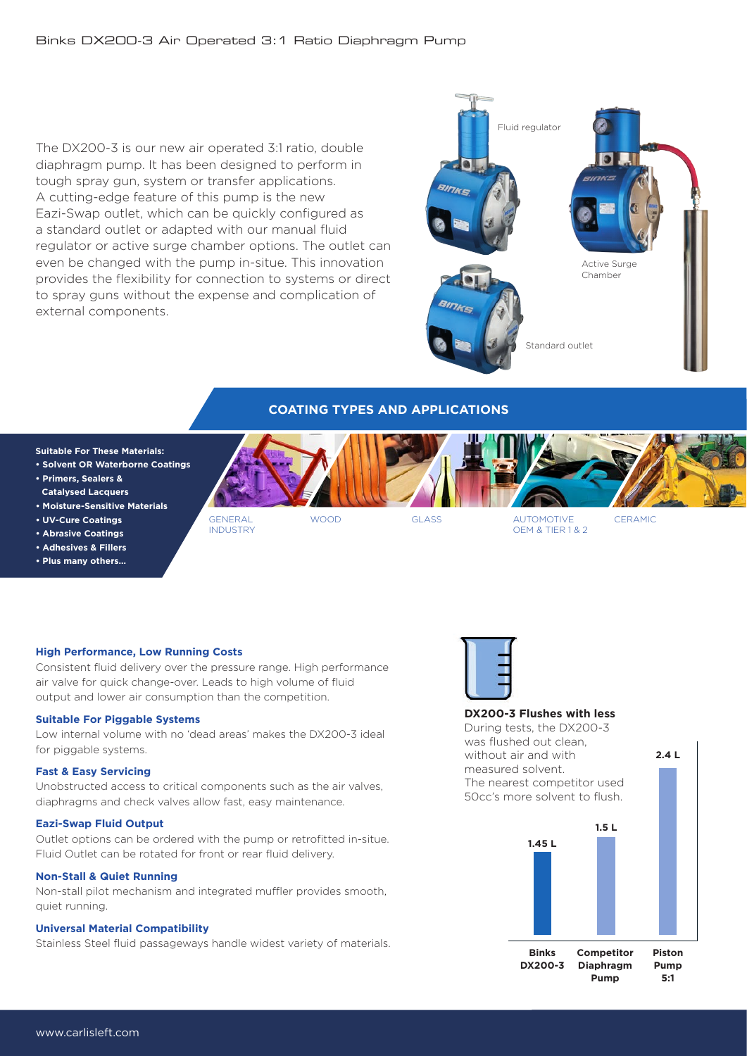# Binks DX200-3 Air Operated 3:1 Ratio Diaphragm Pump

The DX200-3 is our new air operated 3:1 ratio, double diaphragm pump. It has been designed to perform in tough spray gun, system or transfer applications. A cutting-edge feature of this pump is the new Eazi-Swap outlet, which can be quickly configured as a standard outlet or adapted with our manual fluid regulator or active surge chamber options. The outlet can even be changed with the pump in-situe. This innovation provides the flexibility for connection to systems or direct to spray guns without the expense and complication of external components.

Fluid regulator

Active Surge Chamber

Standard outlet

## COATING TYPES AND APPLICATIONS

**Suitable For These Materials:**

- **Solvent OR Waterborne Coatings**
- **Primers, Sealers & Catalysed Lacquers**
- **Moisture-Sensitive Materials**
- **UV-Cure Coatings**
- **Abrasive Coatings**
- **Adhesives & Fillers**
- **Plus many others...**

GENERAL INDUSTRY

WOOD

GLASS

AUTOMOTIVE OEM & TIER 1 & 2

CERAMIC

### High Performance, Low Running Costs

Consistent fluid delivery over the pressure range. High performance air valve for quick change-over. Leads to high volume of fluid output and lower air consumption than the competition.

### Suitable For Piggable Systems

Low internal volume with no 'dead areas' makes the DX200-3 ideal for piggable systems.

### Fast & Easy Servicing

Unobstructed access to critical components such as the air valves, diaphragms and check valves allow fast, easy maintenance.

### Eazi-Swap Fluid Output

Outlet options can be ordered with the pump or retrofitted in-situe. Fluid Outlet can be rotated for front or rear fluid delivery.

### Non-Stall & Quiet Running

Non-stall pilot mechanism and integrated muffler provides smooth, quiet running.

### Universal Material Compatibility

Stainless Steel fluid passageways handle widest variety of materials.

### DX200-3 Flushes with less

During tests, the DX200-3 was flushed out clean, without air and with measured solvent. The nearest competitor used 50cc's more solvent to flush.

1.45 L

1.5 L

2.4 L

Binks DX200-3

Competitor Diaphragm Pump

Piston Pump 5:1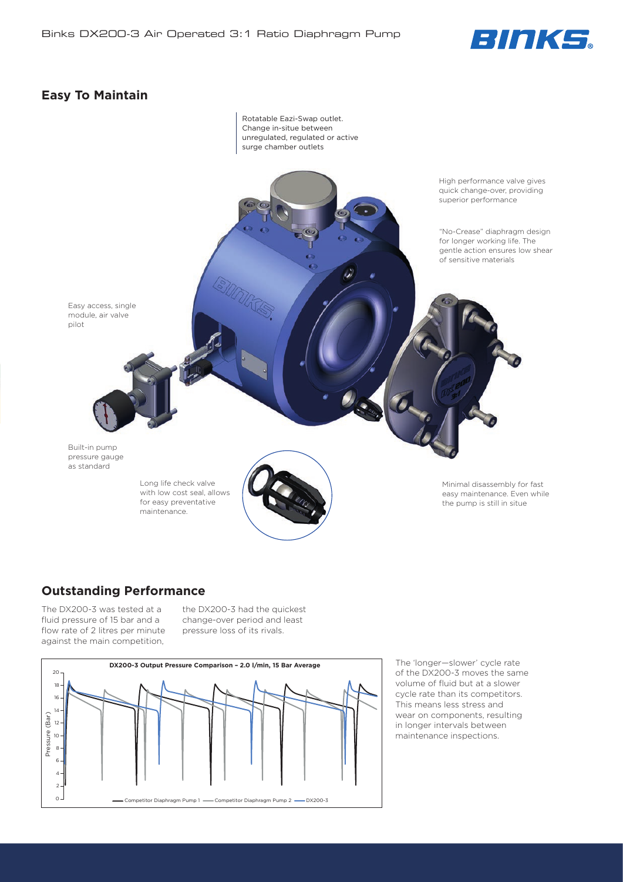## Easy To Maintain

Rotatable Eazi-Swap outlet. Change in-situe between unregulated, regulated or active surge chamber outlets

High performance valve gives quick change-over, providing superior performance

"No-Crease" diaphragm design for longer working life. The gentle action ensures low shear of sensitive materials

Easy access, single module, air valve pilot

Built-in pump pressure gauge as standard

Long life check valve with low cost seal, allows for easy preventative maintenance.

Minimal disassembly for fast easy maintenance. Even while the pump is still in situe

## Outstanding Performance

The DX200-3 was tested at a fluid pressure of 15 bar and a flow rate of 2 litres per minute against the main competition, the DX200-3 had the quickest change-over period and least pressure loss of its rivals.

**DX200-3 Output Pressure Comparison – 2.0 l/min, 15 Bar Average**

Pressure (Bar)

Competitor Diaphragm Pump 1 — Competitor Diaphragm Pump 2 — DX200-3

The 'longer—slower' cycle rate of the DX200-3 moves the same volume of fluid but at a slower cycle rate than its competitors. This means less stress and wear on components, resulting in longer intervals between maintenance inspections.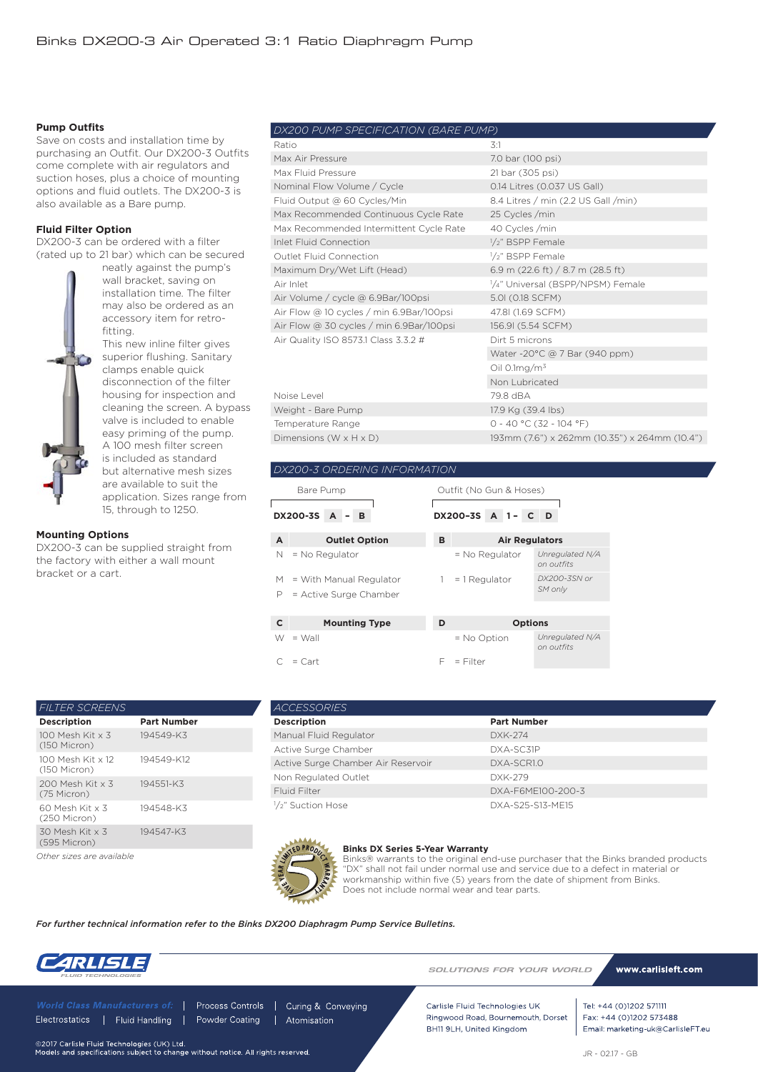# Binks DX200-3 Air Operated 3:1 Ratio Diaphragm Pump

**Pump Outfits**

Save on costs and installation time by purchasing an Outfit. Our DX200-3 Outfits come complete with air regulators and suction hoses, plus a choice of mounting options and fluid outlets. The DX200-3 is also available as a Bare pump.

**Fluid Filter Option**

DX200-3 can be ordered with a filter (rated up to 21 bar) which can be secured neatly against the pump's wall bracket, saving on installation time. The filter may also be ordered as an accessory item for retro-fitting.

This new inline filter gives superior flushing. Sanitary clamps enable quick disconnection of the filter housing for inspection and cleaning the screen. A bypass valve is included to enable easy priming of the pump. A 100 mesh filter screen is included as standard but alternative mesh sizes are available to suit the application. Sizes range from 15, through to 1250.

**Mounting Options**

DX200-3 can be supplied straight from the factory with either a wall mount bracket or a cart.

## DX200 PUMP SPECIFICATION (BARE PUMP)

| | |
|---|---|
| Ratio | 3:1 |
| Max Air Pressure | 7.0 bar (100 psi) |
| Max Fluid Pressure | 21 bar (305 psi) |
| Nominal Flow Volume / Cycle | 0.14 Litres (0.037 US Gall) |
| Fluid Output @ 60 Cycles/Min | 8.4 Litres / min (2.2 US Gall /min) |
| Max Recommended Continuous Cycle Rate | 25 Cycles /min |
| Max Recommended Intermittent Cycle Rate | 40 Cycles /min |
| Inlet Fluid Connection | 1/2" BSPP Female |
| Outlet Fluid Connection | 1/2" BSPP Female |
| Maximum Dry/Wet Lift (Head) | 6.9 m (22.6 ft) / 8.7 m (28.5 ft) |
| Air Inlet | 1/4" Universal (BSPP/NPSM) Female |
| Air Volume / cycle @ 6.9Bar/100psi | 5.0l (0.18 SCFM) |
| Air Flow @ 10 cycles / min 6.9Bar/100psi | 47.8l (1.69 SCFM) |
| Air Flow @ 30 cycles / min 6.9Bar/100psi | 156.9l (5.54 SCFM) |
| Air Quality ISO 8573.1 Class 3.3.2 # | Dirt 5 microns |
| | Water -20°C @ 7 Bar (940 ppm) |
| | Oil 0.1mg/m³ |
| | Non Lubricated |
| Noise Level | 79.8 dBA |
| Weight - Bare Pump | 17.9 Kg (39.4 lbs) |
| Temperature Range | 0 - 40 °C (32 - 104 °F) |
| Dimensions (W x H x D) | 193mm (7.6") x 262mm (10.35") x 264mm (10.4") |

## DX200-3 ORDERING INFORMATION

Bare Pump: **DX200-3S A - B**

Outfit (No Gun & Hoses): **DX200-3S A 1 - C D**

| A | Outlet Option | B | Air Regulators | |
|---|---|---|---|---|
| N | = No Regulator | | = No Regulator | *Unregulated N/A on outfits* |
| M | = With Manual Regulator | 1 | = 1 Regulator | *DX200-3SN or SM only* |
| P | = Active Surge Chamber | | | |

| C | Mounting Type | D | Options | |
|---|---|---|---|---|
| W | = Wall | | = No Option | *Unregulated N/A on outfits* |
| C | = Cart | F | = Filter | |

## FILTER SCREENS

| Description | Part Number |
|---|---|
| 100 Mesh Kit x 3 (150 Micron) | 194549-K3 |
| 100 Mesh Kit x 12 (150 Micron) | 194549-K12 |
| 200 Mesh Kit x 3 (75 Micron) | 194551-K3 |
| 60 Mesh Kit x 3 (250 Micron) | 194548-K3 |
| 30 Mesh Kit x 3 (595 Micron) | 194547-K3 |

*Other sizes are available*

## ACCESSORIES

| Description | Part Number |
|---|---|
| Manual Fluid Regulator | DXK-274 |
| Active Surge Chamber | DXA-SC31P |
| Active Surge Chamber Air Reservoir | DXA-SCR1.0 |
| Non Regulated Outlet | DXK-279 |
| Fluid Filter | DXA-F6ME100-200-3 |
| 1/2" Suction Hose | DXA-S25-S13-ME15 |

**Binks DX Series 5-Year Warranty**

Binks® warrants to the original end-use purchaser that the Binks branded products "DX" shall not fail under normal use and service due to a defect in material or workmanship within five (5) years from the date of shipment from Binks. Does not include normal wear and tear parts.

***For further technical information refer to the Binks DX200 Diaphragm Pump Service Bulletins.***

CARLISLE FLUID TECHNOLOGIES

SOLUTIONS FOR YOUR WORLD www.carlisleft.com

*World Class Manufacturers of:* Process Controls | Curing & Conveying | Electrostatics | Fluid Handling | Powder Coating | Atomisation

Carlisle Fluid Technologies UK
Ringwood Road, Bournemouth, Dorset
BH11 9LH, United Kingdom

Tel: +44 (0)1202 571111
Fax: +44 (0)1202 573488
Email: marketing-uk@CarlisleFT.eu

©2017 Carlisle Fluid Technologies (UK) Ltd.
Models and specifications subject to change without notice. All rights reserved.

JR - 02.17 - GB